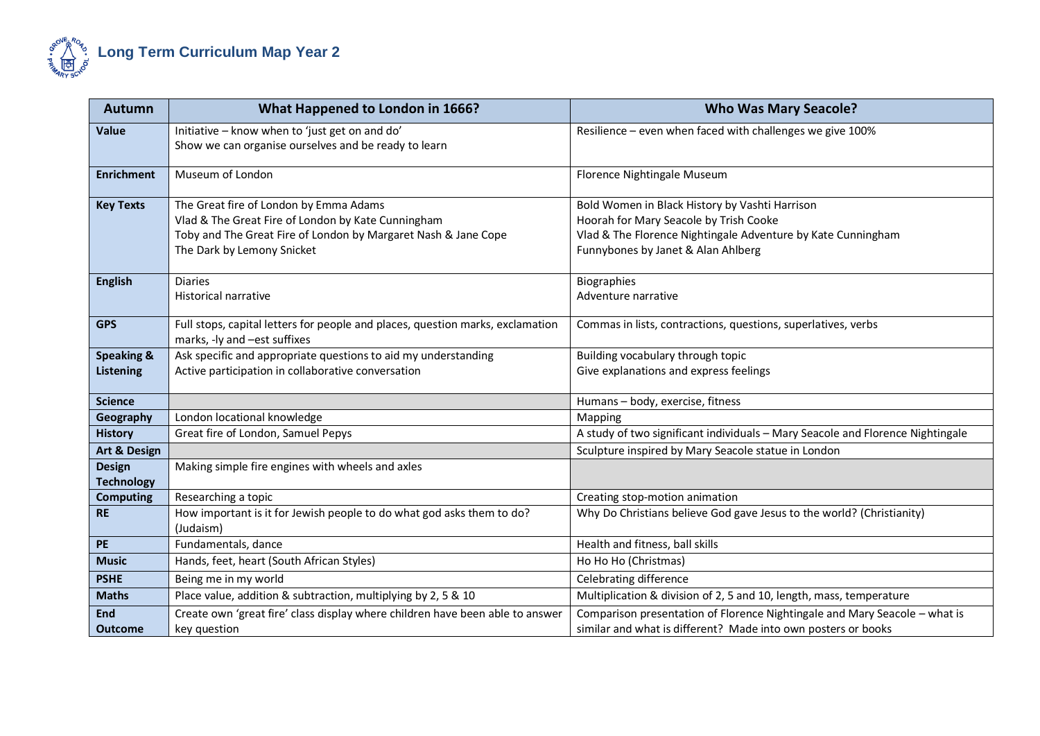# Long Term Curriculum Map Year 2

| Autumn | What Happened to London in 1666? | Who Was Mary Seacole? |
|---|---|---|
| **Value** | Initiative – know when to 'just get on and do'<br>Show we can organise ourselves and be ready to learn | Resilience – even when faced with challenges we give 100% |
| **Enrichment** | Museum of London | Florence Nightingale Museum |
| **Key Texts** | The Great fire of London by Emma Adams<br>Vlad & The Great Fire of London by Kate Cunningham<br>Toby and The Great Fire of London by Margaret Nash & Jane Cope<br>The Dark by Lemony Snicket | Bold Women in Black History by Vashti Harrison<br>Hoorah for Mary Seacole by Trish Cooke<br>Vlad & The Florence Nightingale Adventure by Kate Cunningham<br>Funnybones by Janet & Alan Ahlberg |
| **English** | Diaries<br>Historical narrative | Biographies<br>Adventure narrative |
| **GPS** | Full stops, capital letters for people and places, question marks, exclamation marks, -ly and –est suffixes | Commas in lists, contractions, questions, superlatives, verbs |
| **Speaking & Listening** | Ask specific and appropriate questions to aid my understanding<br>Active participation in collaborative conversation | Building vocabulary through topic<br>Give explanations and express feelings |
| **Science** | | Humans – body, exercise, fitness |
| **Geography** | London locational knowledge | Mapping |
| **History** | Great fire of London, Samuel Pepys | A study of two significant individuals – Mary Seacole and Florence Nightingale |
| **Art & Design** | | Sculpture inspired by Mary Seacole statue in London |
| **Design Technology** | Making simple fire engines with wheels and axles | |
| **Computing** | Researching a topic | Creating stop-motion animation |
| **RE** | How important is it for Jewish people to do what god asks them to do? (Judaism) | Why Do Christians believe God gave Jesus to the world? (Christianity) |
| **PE** | Fundamentals, dance | Health and fitness, ball skills |
| **Music** | Hands, feet, heart (South African Styles) | Ho Ho Ho (Christmas) |
| **PSHE** | Being me in my world | Celebrating difference |
| **Maths** | Place value, addition & subtraction, multiplying by 2, 5 & 10 | Multiplication & division of 2, 5 and 10, length, mass, temperature |
| **End Outcome** | Create own 'great fire' class display where children have been able to answer key question | Comparison presentation of Florence Nightingale and Mary Seacole – what is similar and what is different? Made into own posters or books |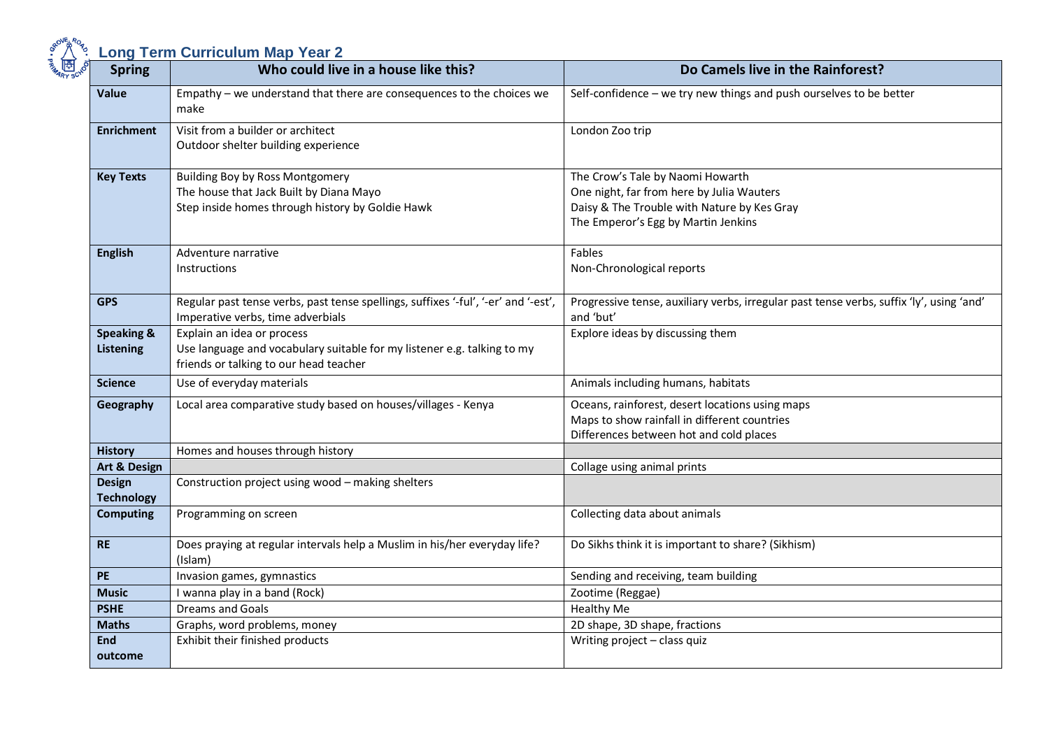## Long Term Curriculum Map Year 2

| Spring | Who could live in a house like this? | Do Camels live in the Rainforest? |
|---|---|---|
| **Value** | Empathy – we understand that there are consequences to the choices we make | Self-confidence – we try new things and push ourselves to be better |
| **Enrichment** | Visit from a builder or architect<br>Outdoor shelter building experience | London Zoo trip |
| **Key Texts** | Building Boy by Ross Montgomery<br>The house that Jack Built by Diana Mayo<br>Step inside homes through history by Goldie Hawk | The Crow's Tale by Naomi Howarth<br>One night, far from here by Julia Wauters<br>Daisy & The Trouble with Nature by Kes Gray<br>The Emperor's Egg by Martin Jenkins |
| **English** | Adventure narrative<br>Instructions | Fables<br>Non-Chronological reports |
| **GPS** | Regular past tense verbs, past tense spellings, suffixes '-ful', '-er' and '-est', Imperative verbs, time adverbials | Progressive tense, auxiliary verbs, irregular past tense verbs, suffix 'ly', using 'and' and 'but' |
| **Speaking & Listening** | Explain an idea or process<br>Use language and vocabulary suitable for my listener e.g. talking to my friends or talking to our head teacher | Explore ideas by discussing them |
| **Science** | Use of everyday materials | Animals including humans, habitats |
| **Geography** | Local area comparative study based on houses/villages - Kenya | Oceans, rainforest, desert locations using maps<br>Maps to show rainfall in different countries<br>Differences between hot and cold places |
| **History** | Homes and houses through history | |
| **Art & Design** | | Collage using animal prints |
| **Design Technology** | Construction project using wood – making shelters | |
| **Computing** | Programming on screen | Collecting data about animals |
| **RE** | Does praying at regular intervals help a Muslim in his/her everyday life? (Islam) | Do Sikhs think it is important to share? (Sikhism) |
| **PE** | Invasion games, gymnastics | Sending and receiving, team building |
| **Music** | I wanna play in a band (Rock) | Zootime (Reggae) |
| **PSHE** | Dreams and Goals | Healthy Me |
| **Maths** | Graphs, word problems, money | 2D shape, 3D shape, fractions |
| **End outcome** | Exhibit their finished products | Writing project – class quiz |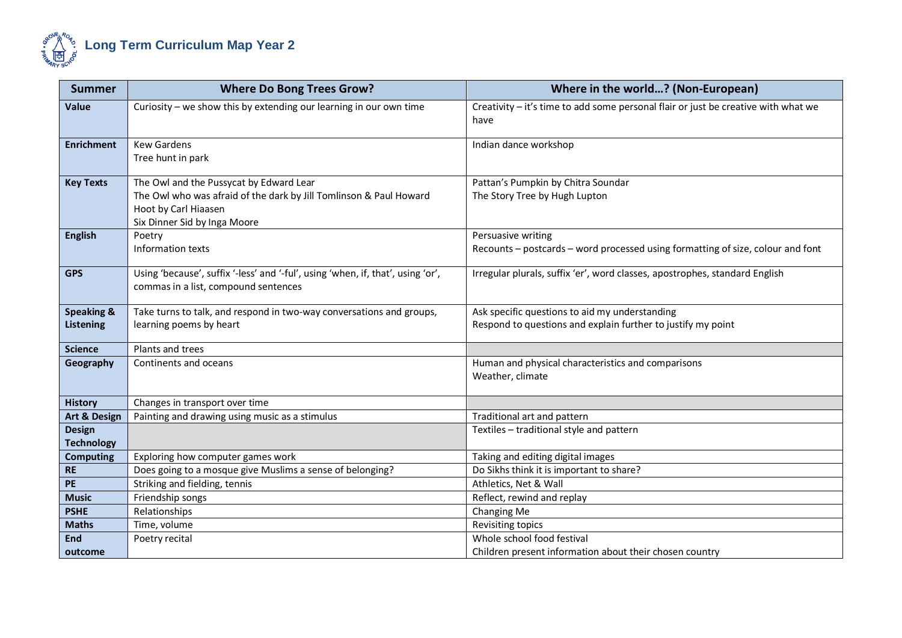## Long Term Curriculum Map Year 2

| Summer | Where Do Bong Trees Grow? | Where in the world…? (Non-European) |
|---|---|---|
| **Value** | Curiosity – we show this by extending our learning in our own time | Creativity – it's time to add some personal flair or just be creative with what we have |
| **Enrichment** | Kew Gardens<br>Tree hunt in park | Indian dance workshop |
| **Key Texts** | The Owl and the Pussycat by Edward Lear<br>The Owl who was afraid of the dark by Jill Tomlinson & Paul Howard<br>Hoot by Carl Hiaasen<br>Six Dinner Sid by Inga Moore | Pattan's Pumpkin by Chitra Soundar<br>The Story Tree by Hugh Lupton |
| **English** | Poetry<br>Information texts | Persuasive writing<br>Recounts – postcards – word processed using formatting of size, colour and font |
| **GPS** | Using 'because', suffix '-less' and '-ful', using 'when, if, that', using 'or', commas in a list, compound sentences | Irregular plurals, suffix 'er', word classes, apostrophes, standard English |
| **Speaking & Listening** | Take turns to talk, and respond in two-way conversations and groups, learning poems by heart | Ask specific questions to aid my understanding<br>Respond to questions and explain further to justify my point |
| **Science** | Plants and trees | |
| **Geography** | Continents and oceans | Human and physical characteristics and comparisons<br>Weather, climate |
| **History** | Changes in transport over time | |
| **Art & Design** | Painting and drawing using music as a stimulus | Traditional art and pattern |
| **Design Technology** | | Textiles – traditional style and pattern |
| **Computing** | Exploring how computer games work | Taking and editing digital images |
| **RE** | Does going to a mosque give Muslims a sense of belonging? | Do Sikhs think it is important to share? |
| **PE** | Striking and fielding, tennis | Athletics, Net & Wall |
| **Music** | Friendship songs | Reflect, rewind and replay |
| **PSHE** | Relationships | Changing Me |
| **Maths** | Time, volume | Revisiting topics |
| **End outcome** | Poetry recital | Whole school food festival<br>Children present information about their chosen country |